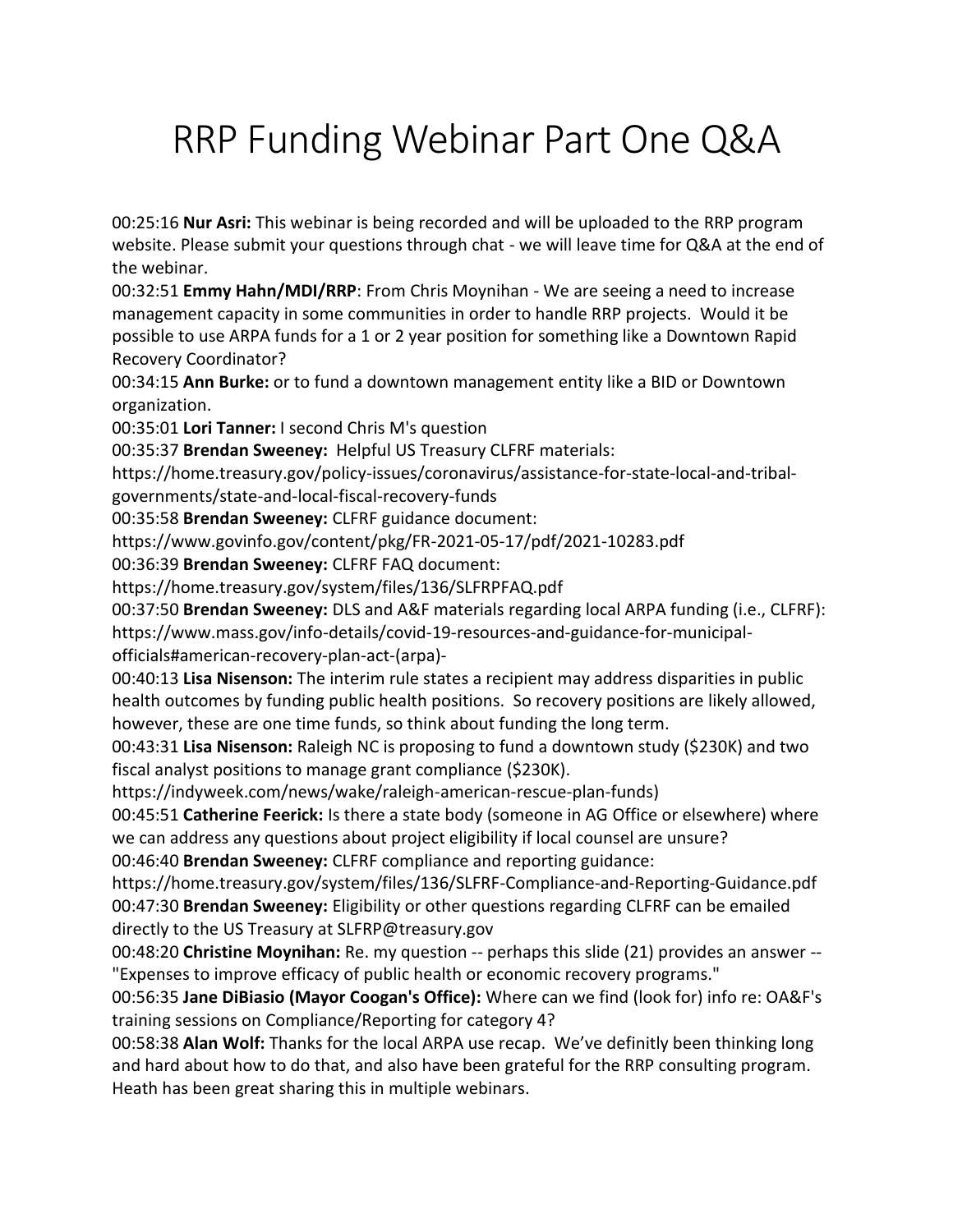# RRP Funding Webinar Part One Q&A

00:25:16 **Nur Asri:** This webinar is being recorded and will be uploaded to the RRP program website. Please submit your questions through chat - we will leave time for Q&A at the end of the webinar.

00:32:51 **Emmy Hahn/MDI/RRP**: From Chris Moynihan - We are seeing a need to increase management capacity in some communities in order to handle RRP projects. Would it be possible to use ARPA funds for a 1 or 2 year position for something like a Downtown Rapid Recovery Coordinator?

00:34:15 **Ann Burke:** or to fund a downtown management entity like a BID or Downtown organization.

00:35:01 **Lori Tanner:** I second Chris M's question

00:35:37 **Brendan Sweeney:** Helpful US Treasury CLFRF materials: https://home.treasury.gov/policy-issues/coronavirus/assistance-for-state-local-and-tribal-governments/state-and-local-fiscal-recovery-funds

00:35:58 **Brendan Sweeney:** CLFRF guidance document: https://www.govinfo.gov/content/pkg/FR-2021-05-17/pdf/2021-10283.pdf

00:36:39 **Brendan Sweeney:** CLFRF FAQ document: https://home.treasury.gov/system/files/136/SLFRPFAQ.pdf

00:37:50 **Brendan Sweeney:** DLS and A&F materials regarding local ARPA funding (i.e., CLFRF): https://www.mass.gov/info-details/covid-19-resources-and-guidance-for-municipal-officials#american-recovery-plan-act-(arpa)-

00:40:13 **Lisa Nisenson:** The interim rule states a recipient may address disparities in public health outcomes by funding public health positions. So recovery positions are likely allowed, however, these are one time funds, so think about funding the long term.

00:43:31 **Lisa Nisenson:** Raleigh NC is proposing to fund a downtown study ($230K) and two fiscal analyst positions to manage grant compliance ($230K). https://indyweek.com/news/wake/raleigh-american-rescue-plan-funds)

00:45:51 **Catherine Feerick:** Is there a state body (someone in AG Office or elsewhere) where we can address any questions about project eligibility if local counsel are unsure?

00:46:40 **Brendan Sweeney:** CLFRF compliance and reporting guidance: https://home.treasury.gov/system/files/136/SLFRF-Compliance-and-Reporting-Guidance.pdf

00:47:30 **Brendan Sweeney:** Eligibility or other questions regarding CLFRF can be emailed directly to the US Treasury at SLFRP@treasury.gov

00:48:20 **Christine Moynihan:** Re. my question -- perhaps this slide (21) provides an answer -- "Expenses to improve efficacy of public health or economic recovery programs."

00:56:35 **Jane DiBiasio (Mayor Coogan's Office):** Where can we find (look for) info re: OA&F's training sessions on Compliance/Reporting for category 4?

00:58:38 **Alan Wolf:** Thanks for the local ARPA use recap. We've definitly been thinking long and hard about how to do that, and also have been grateful for the RRP consulting program. Heath has been great sharing this in multiple webinars.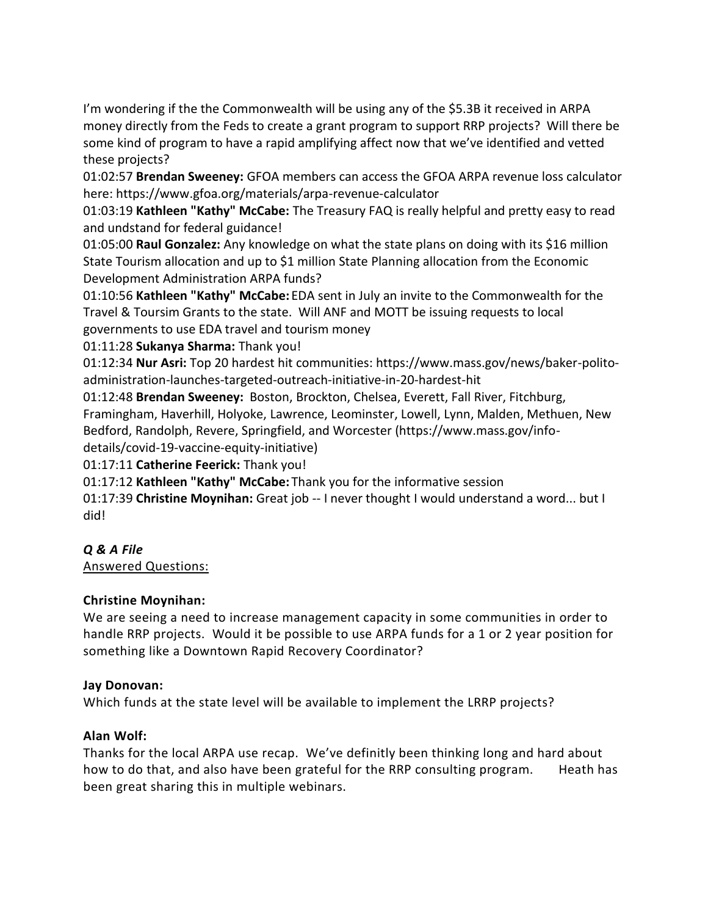I'm wondering if the the Commonwealth will be using any of the $5.3B it received in ARPA money directly from the Feds to create a grant program to support RRP projects? Will there be some kind of program to have a rapid amplifying affect now that we've identified and vetted these projects?

01:02:57 **Brendan Sweeney:** GFOA members can access the GFOA ARPA revenue loss calculator here: https://www.gfoa.org/materials/arpa-revenue-calculator

01:03:19 **Kathleen "Kathy" McCabe:** The Treasury FAQ is really helpful and pretty easy to read and undstand for federal guidance!

01:05:00 **Raul Gonzalez:** Any knowledge on what the state plans on doing with its $16 million State Tourism allocation and up to $1 million State Planning allocation from the Economic Development Administration ARPA funds?

01:10:56 **Kathleen "Kathy" McCabe:** EDA sent in July an invite to the Commonwealth for the Travel & Toursim Grants to the state. Will ANF and MOTT be issuing requests to local governments to use EDA travel and tourism money

01:11:28 **Sukanya Sharma:** Thank you!

01:12:34 **Nur Asri:** Top 20 hardest hit communities: https://www.mass.gov/news/baker-polito-administration-launches-targeted-outreach-initiative-in-20-hardest-hit

01:12:48 **Brendan Sweeney:** Boston, Brockton, Chelsea, Everett, Fall River, Fitchburg, Framingham, Haverhill, Holyoke, Lawrence, Leominster, Lowell, Lynn, Malden, Methuen, New Bedford, Randolph, Revere, Springfield, and Worcester (https://www.mass.gov/info-details/covid-19-vaccine-equity-initiative)

01:17:11 **Catherine Feerick:** Thank you!

01:17:12 **Kathleen "Kathy" McCabe:** Thank you for the informative session

01:17:39 **Christine Moynihan:** Great job -- I never thought I would understand a word... but I did!

***Q & A File***

Answered Questions:

**Christine Moynihan:**

We are seeing a need to increase management capacity in some communities in order to handle RRP projects. Would it be possible to use ARPA funds for a 1 or 2 year position for something like a Downtown Rapid Recovery Coordinator?

**Jay Donovan:**

Which funds at the state level will be available to implement the LRRP projects?

**Alan Wolf:**

Thanks for the local ARPA use recap. We've definitly been thinking long and hard about how to do that, and also have been grateful for the RRP consulting program. Heath has been great sharing this in multiple webinars.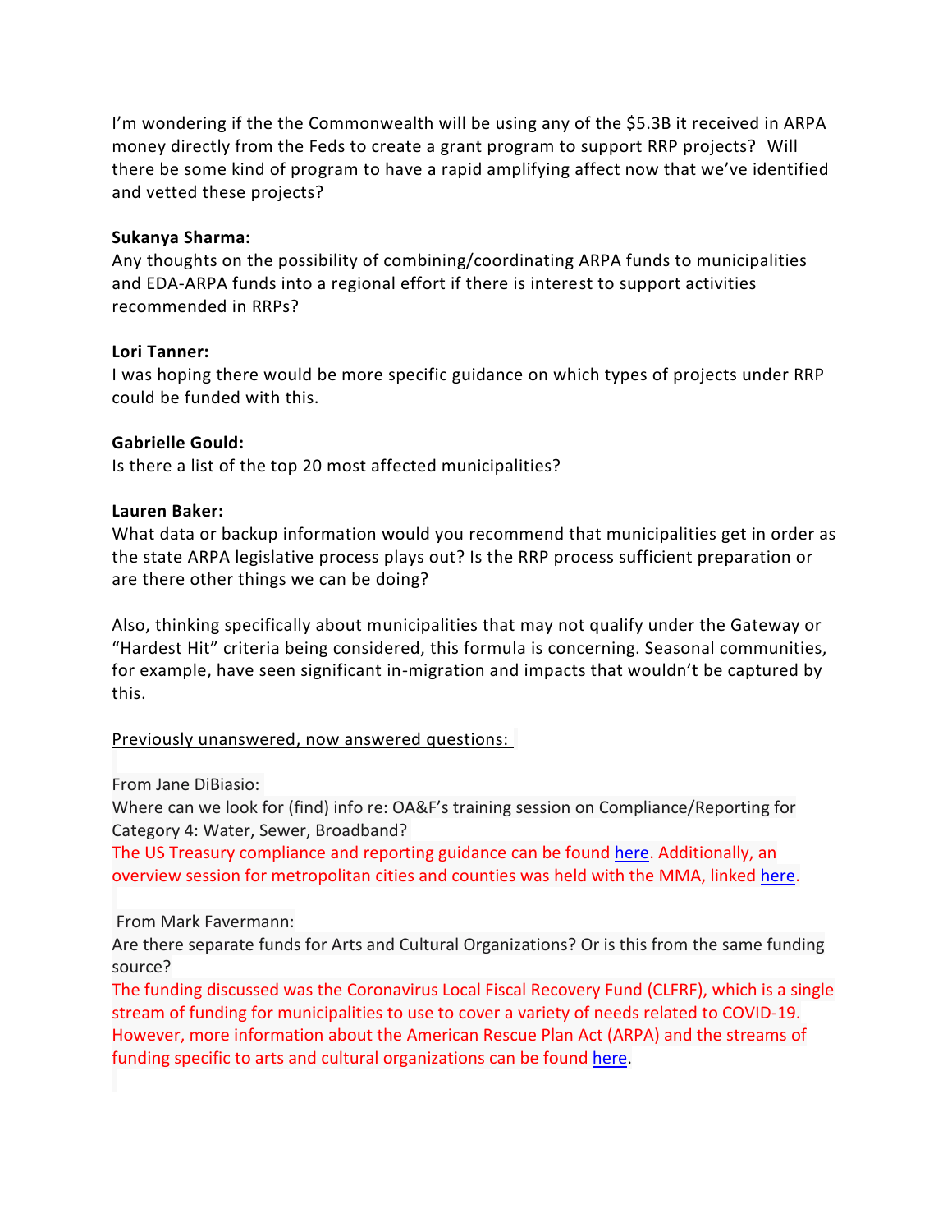I'm wondering if the the Commonwealth will be using any of the $5.3B it received in ARPA money directly from the Feds to create a grant program to support RRP projects? Will there be some kind of program to have a rapid amplifying affect now that we've identified and vetted these projects?

**Sukanya Sharma:**
Any thoughts on the possibility of combining/coordinating ARPA funds to municipalities and EDA-ARPA funds into a regional effort if there is interest to support activities recommended in RRPs?

**Lori Tanner:**
I was hoping there would be more specific guidance on which types of projects under RRP could be funded with this.

**Gabrielle Gould:**
Is there a list of the top 20 most affected municipalities?

**Lauren Baker:**
What data or backup information would you recommend that municipalities get in order as the state ARPA legislative process plays out? Is the RRP process sufficient preparation or are there other things we can be doing?

Also, thinking specifically about municipalities that may not qualify under the Gateway or "Hardest Hit" criteria being considered, this formula is concerning. Seasonal communities, for example, have seen significant in-migration and impacts that wouldn't be captured by this.

<u>Previously unanswered, now answered questions:</u>

From Jane DiBiasio:
Where can we look for (find) info re: OA&F's training session on Compliance/Reporting for Category 4: Water, Sewer, Broadband?
The US Treasury compliance and reporting guidance can be found here. Additionally, an overview session for metropolitan cities and counties was held with the MMA, linked here.

From Mark Favermann:
Are there separate funds for Arts and Cultural Organizations? Or is this from the same funding source?
The funding discussed was the Coronavirus Local Fiscal Recovery Fund (CLFRF), which is a single stream of funding for municipalities to use to cover a variety of needs related to COVID-19. However, more information about the American Rescue Plan Act (ARPA) and the streams of funding specific to arts and cultural organizations can be found here.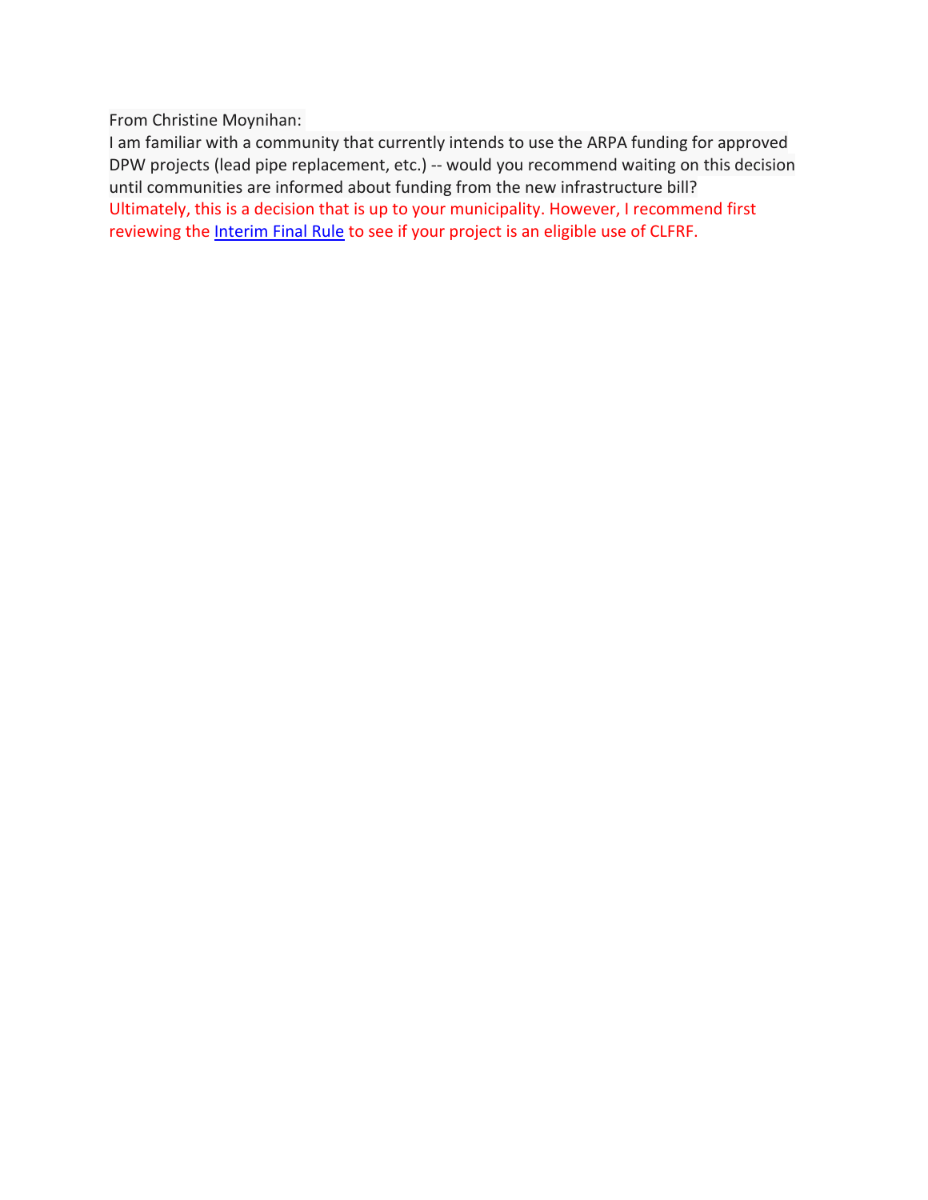From Christine Moynihan:

I am familiar with a community that currently intends to use the ARPA funding for approved DPW projects (lead pipe replacement, etc.) -- would you recommend waiting on this decision until communities are informed about funding from the new infrastructure bill?

Ultimately, this is a decision that is up to your municipality. However, I recommend first reviewing the Interim Final Rule to see if your project is an eligible use of CLFRF.